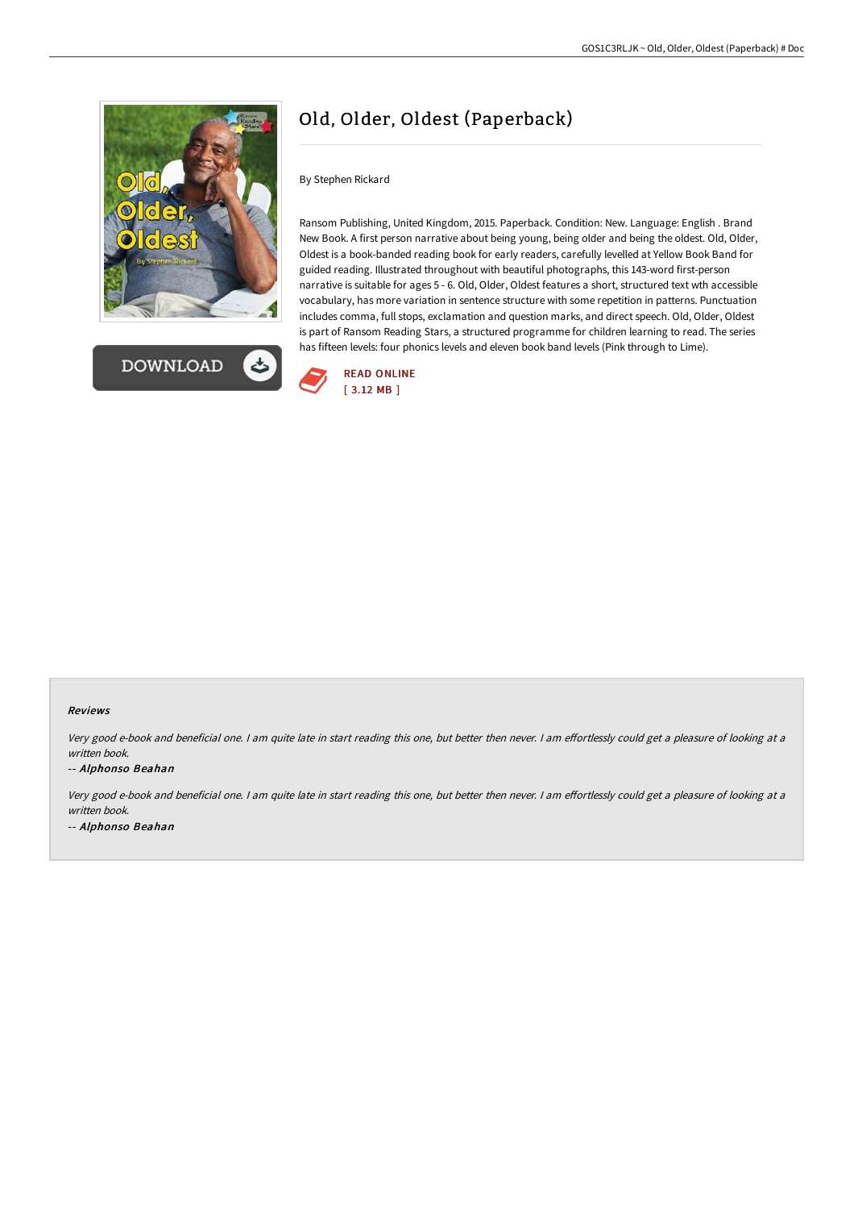# Old, Older, Oldest (Paperback)

By Stephen Rickard

Ransom Publishing, United Kingdom, 2015. Paperback. Condition: New. Language: English . Brand New Book. A first person narrative about being young, being older and being the oldest. Old, Older, Oldest is a book-banded reading book for early readers, carefully levelled at Yellow Book Band for guided reading. Illustrated throughout with beautiful photographs, this 143-word first-person narrative is suitable for ages 5 - 6. Old, Older, Oldest features a short, structured text wth accessible vocabulary, has more variation in sentence structure with some repetition in patterns. Punctuation includes comma, full stops, exclamation and question marks, and direct speech. Old, Older, Oldest is part of Ransom Reading Stars, a structured programme for children learning to read. The series has fifteen levels: four phonics levels and eleven book band levels (Pink through to Lime).

DOWNLOAD

READ ONLINE
[ 3.12 MB ]

#### Reviews

*Very good e-book and beneficial one. I am quite late in start reading this one, but better then never. I am effortlessly could get a pleasure of looking at a written book.*

-- ***Alphonso Beahan***

*Very good e-book and beneficial one. I am quite late in start reading this one, but better then never. I am effortlessly could get a pleasure of looking at a written book.*

-- ***Alphonso Beahan***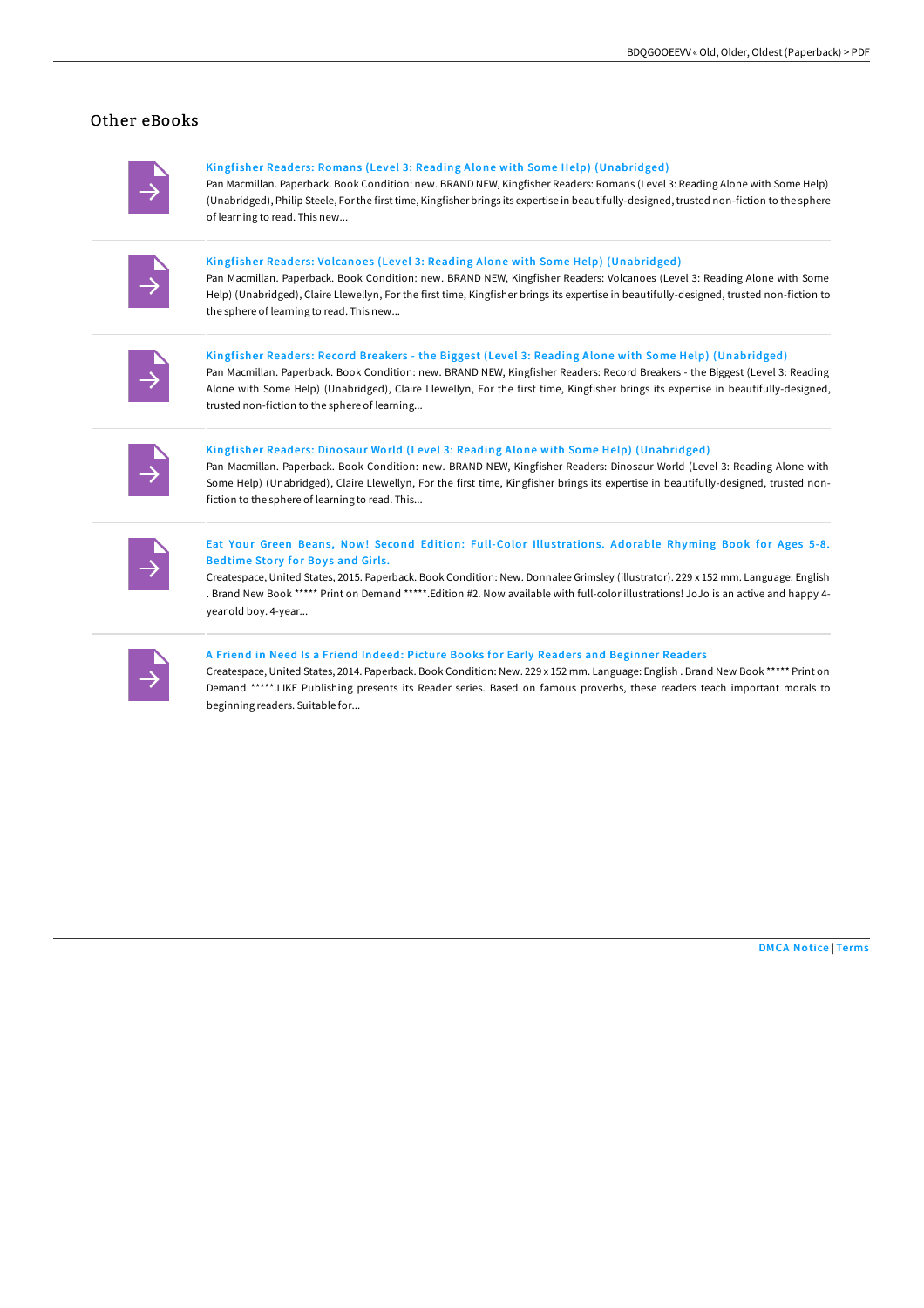## Other eBooks

### Kingfisher Readers: Romans (Level 3: Reading Alone with Some Help) (Unabridged)

Pan Macmillan. Paperback. Book Condition: new. BRAND NEW, Kingfisher Readers: Romans (Level 3: Reading Alone with Some Help) (Unabridged), Philip Steele, For the first time, Kingfisher brings its expertise in beautifully-designed, trusted non-fiction to the sphere of learning to read. This new...

### Kingfisher Readers: Volcanoes (Level 3: Reading Alone with Some Help) (Unabridged)

Pan Macmillan. Paperback. Book Condition: new. BRAND NEW, Kingfisher Readers: Volcanoes (Level 3: Reading Alone with Some Help) (Unabridged), Claire Llewellyn, For the first time, Kingfisher brings its expertise in beautifully-designed, trusted non-fiction to the sphere of learning to read. This new...

### Kingfisher Readers: Record Breakers - the Biggest (Level 3: Reading Alone with Some Help) (Unabridged)

Pan Macmillan. Paperback. Book Condition: new. BRAND NEW, Kingfisher Readers: Record Breakers - the Biggest (Level 3: Reading Alone with Some Help) (Unabridged), Claire Llewellyn, For the first time, Kingfisher brings its expertise in beautifully-designed, trusted non-fiction to the sphere of learning...

### Kingfisher Readers: Dinosaur World (Level 3: Reading Alone with Some Help) (Unabridged)

Pan Macmillan. Paperback. Book Condition: new. BRAND NEW, Kingfisher Readers: Dinosaur World (Level 3: Reading Alone with Some Help) (Unabridged), Claire Llewellyn, For the first time, Kingfisher brings its expertise in beautifully-designed, trusted non-fiction to the sphere of learning to read. This...

### Eat Your Green Beans, Now! Second Edition: Full-Color Illustrations. Adorable Rhyming Book for Ages 5-8. Bedtime Story for Boys and Girls.

Createspace, United States, 2015. Paperback. Book Condition: New. Donnalee Grimsley (illustrator). 229 x 152 mm. Language: English . Brand New Book ***** Print on Demand *****.Edition #2. Now available with full-color illustrations! JoJo is an active and happy 4-year old boy. 4-year...

### A Friend in Need Is a Friend Indeed: Picture Books for Early Readers and Beginner Readers

Createspace, United States, 2014. Paperback. Book Condition: New. 229 x 152 mm. Language: English . Brand New Book ***** Print on Demand *****.LIKE Publishing presents its Reader series. Based on famous proverbs, these readers teach important morals to beginning readers. Suitable for...